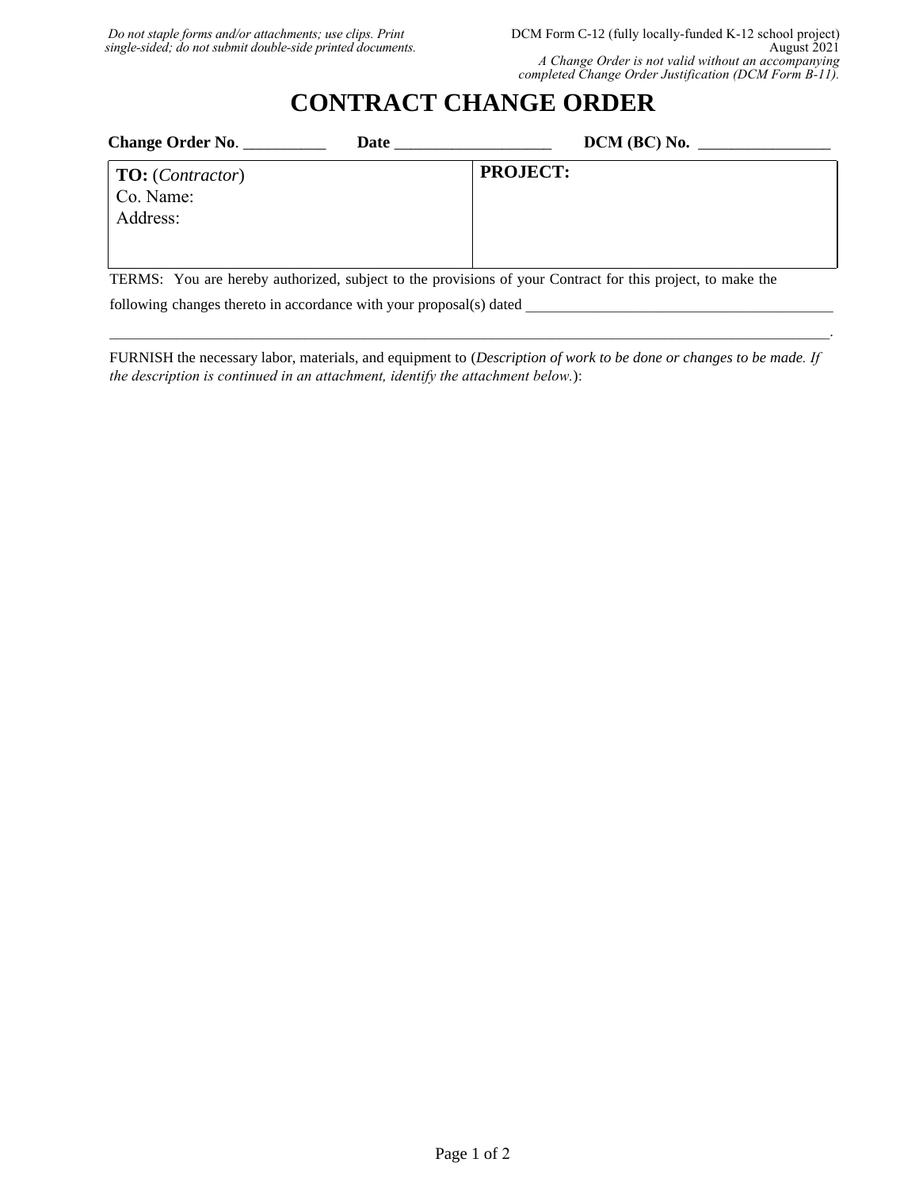*Do not staple forms and/or attachments; use clips. Print single-sided; do not submit double-side printed documents.*

DCM Form C-12 (fully locally-funded K-12 school project)
August 2021
*A Change Order is not valid without an accompanying completed Change Order Justification (DCM Form B-11).*

# CONTRACT CHANGE ORDER

**Change Order No**. __________ **Date** ___________________ **DCM (BC) No.** ________________

| **TO:** (*Contractor*) Co. Name: Address: | **PROJECT:** |
|---|---|

TERMS: You are hereby authorized, subject to the provisions of your Contract for this project, to make the following changes thereto in accordance with your proposal(s) dated ____________________________________________

_____________________________________________________________________________________________.

FURNISH the necessary labor, materials, and equipment to (*Description of work to be done or changes to be made. If the description is continued in an attachment, identify the attachment below.*):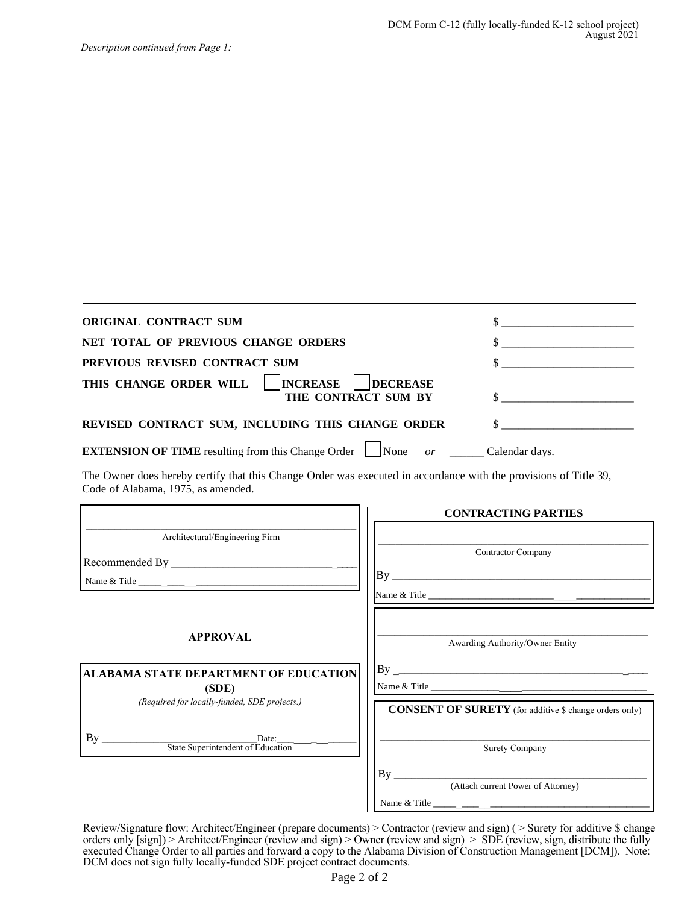*Description continued from Page 1:*

---

**ORIGINAL CONTRACT SUM** $ _______________________

**NET TOTAL OF PREVIOUS CHANGE ORDERS** $ _______________________

**PREVIOUS REVISED CONTRACT SUM** $ _______________________

**THIS CHANGE ORDER WILL** ☐ **INCREASE** ☐ **DECREASE THE CONTRACT SUM BY** $ _______________________

**REVISED CONTRACT SUM, INCLUDING THIS CHANGE ORDER** $ _______________________

**EXTENSION OF TIME** resulting from this Change Order ☐ None *or* ______ Calendar days.

The Owner does hereby certify that this Change Order was executed in accordance with the provisions of Title 39, Code of Alabama, 1975, as amended.

_______________________________________________
Architectural/Engineering Firm

Recommended By _______________________________

Name & Title _________________________________

**APPROVAL**

**ALABAMA STATE DEPARTMENT OF EDUCATION (SDE)**

*(Required for locally-funded, SDE projects.)*

By ____________________________ Date: ____________
State Superintendent of Education

**CONTRACTING PARTIES**

_______________________________________________
Contractor Company

By ____________________________________________

Name & Title _________________________________

_______________________________________________
Awarding Authority/Owner Entity

By ____________________________________________

Name & Title _________________________________

**CONSENT OF SURETY** (for additive $ change orders only)

_______________________________________________
Surety Company

By ____________________________________________
(Attach current Power of Attorney)

Name & Title _________________________________

Review/Signature flow: Architect/Engineer (prepare documents) > Contractor (review and sign) ( > Surety for additive $ change orders only [sign]) > Architect/Engineer (review and sign) > Owner (review and sign) > SDE (review, sign, distribute the fully executed Change Order to all parties and forward a copy to the Alabama Division of Construction Management [DCM]). Note: DCM does not sign fully locally-funded SDE project contract documents.